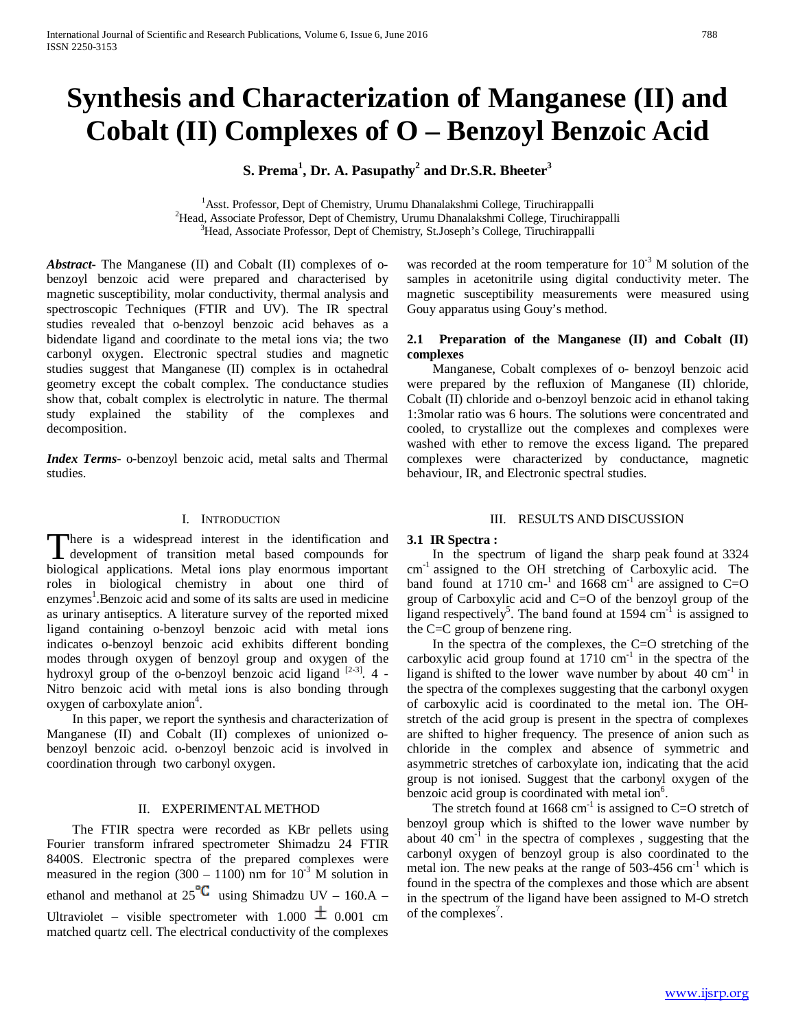# Synthesis and Characterization of Manganese (II) and Cobalt (II) Complexes of O – Benzoyl Benzoic Acid

**S. Prema[1], Dr. A. Pasupathy[2] and Dr.S.R. Bheeter[3]**

[1]Asst. Professor, Dept of Chemistry, Urumu Dhanalakshmi College, Tiruchirappalli
[2]Head, Associate Professor, Dept of Chemistry, Urumu Dhanalakshmi College, Tiruchirappalli
[3]Head, Associate Professor, Dept of Chemistry, St.Joseph's College, Tiruchirappalli

***Abstract*-** The Manganese (II) and Cobalt (II) complexes of o-benzoyl benzoic acid were prepared and characterised by magnetic susceptibility, molar conductivity, thermal analysis and spectroscopic Techniques (FTIR and UV). The IR spectral studies revealed that o-benzoyl benzoic acid behaves as a bidendate ligand and coordinate to the metal ions via; the two carbonyl oxygen. Electronic spectral studies and magnetic studies suggest that Manganese (II) complex is in octahedral geometry except the cobalt complex. The conductance studies show that, cobalt complex is electrolytic in nature. The thermal study explained the stability of the complexes and decomposition.

***Index Terms*-** o-benzoyl benzoic acid, metal salts and Thermal studies.

## I. Introduction

There is a widespread interest in the identification and development of transition metal based compounds for biological applications. Metal ions play enormous important roles in biological chemistry in about one third of enzymes[1].Benzoic acid and some of its salts are used in medicine as urinary antiseptics. A literature survey of the reported mixed ligand containing o-benzoyl benzoic acid with metal ions indicates o-benzoyl benzoic acid exhibits different bonding modes through oxygen of benzoyl group and oxygen of the hydroxyl group of the o-benzoyl benzoic acid ligand [2-3]. 4 -Nitro benzoic acid with metal ions is also bonding through oxygen of carboxylate anion[4].

In this paper, we report the synthesis and characterization of Manganese (II) and Cobalt (II) complexes of unionized o-benzoyl benzoic acid. o-benzoyl benzoic acid is involved in coordination through two carbonyl oxygen.

## II. Experimental Method

The FTIR spectra were recorded as KBr pellets using Fourier transform infrared spectrometer Shimadzu 24 FTIR 8400S. Electronic spectra of the prepared complexes were measured in the region (300 – 1100) nm for $10^{-3}$ M solution in ethanol and methanol at 25 °C using Shimadzu UV – 160.A – Ultraviolet – visible spectrometer with 1.000 ± 0.001 cm matched quartz cell. The electrical conductivity of the complexes was recorded at the room temperature for $10^{-3}$ M solution of the samples in acetonitrile using digital conductivity meter. The magnetic susceptibility measurements were measured using Gouy apparatus using Gouy's method.

### 2.1 Preparation of the Manganese (II) and Cobalt (II) complexes

Manganese, Cobalt complexes of o- benzoyl benzoic acid were prepared by the refluxion of Manganese (II) chloride, Cobalt (II) chloride and o-benzoyl benzoic acid in ethanol taking 1:3molar ratio was 6 hours. The solutions were concentrated and cooled, to crystallize out the complexes and complexes were washed with ether to remove the excess ligand. The prepared complexes were characterized by conductance, magnetic behaviour, IR, and Electronic spectral studies.

## III. Results and Discussion

### 3.1 IR Spectra :

In the spectrum of ligand the sharp peak found at 3324 $cm^{-1}$ assigned to the OH stretching of Carboxylic acid. The band found at 1710 $cm^{-1}$ and 1668 $cm^{-1}$ are assigned to C=O group of Carboxylic acid and C=O of the benzoyl group of the ligand respectively[5]. The band found at 1594 $cm^{-1}$ is assigned to the C=C group of benzene ring.

In the spectra of the complexes, the C=O stretching of the carboxylic acid group found at 1710 $cm^{-1}$ in the spectra of the ligand is shifted to the lower wave number by about 40 $cm^{-1}$ in the spectra of the complexes suggesting that the carbonyl oxygen of carboxylic acid is coordinated to the metal ion. The OH-stretch of the acid group is present in the spectra of complexes are shifted to higher frequency. The presence of anion such as chloride in the complex and absence of symmetric and asymmetric stretches of carboxylate ion, indicating that the acid group is not ionised. Suggest that the carbonyl oxygen of the benzoic acid group is coordinated with metal ion[6].

The stretch found at 1668 $cm^{-1}$ is assigned to C=O stretch of benzoyl group which is shifted to the lower wave number by about 40 $cm^{-1}$ in the spectra of complexes , suggesting that the carbonyl oxygen of benzoyl group is also coordinated to the metal ion. The new peaks at the range of 503-456 $cm^{-1}$ which is found in the spectra of the complexes and those which are absent in the spectrum of the ligand have been assigned to M-O stretch of the complexes[7].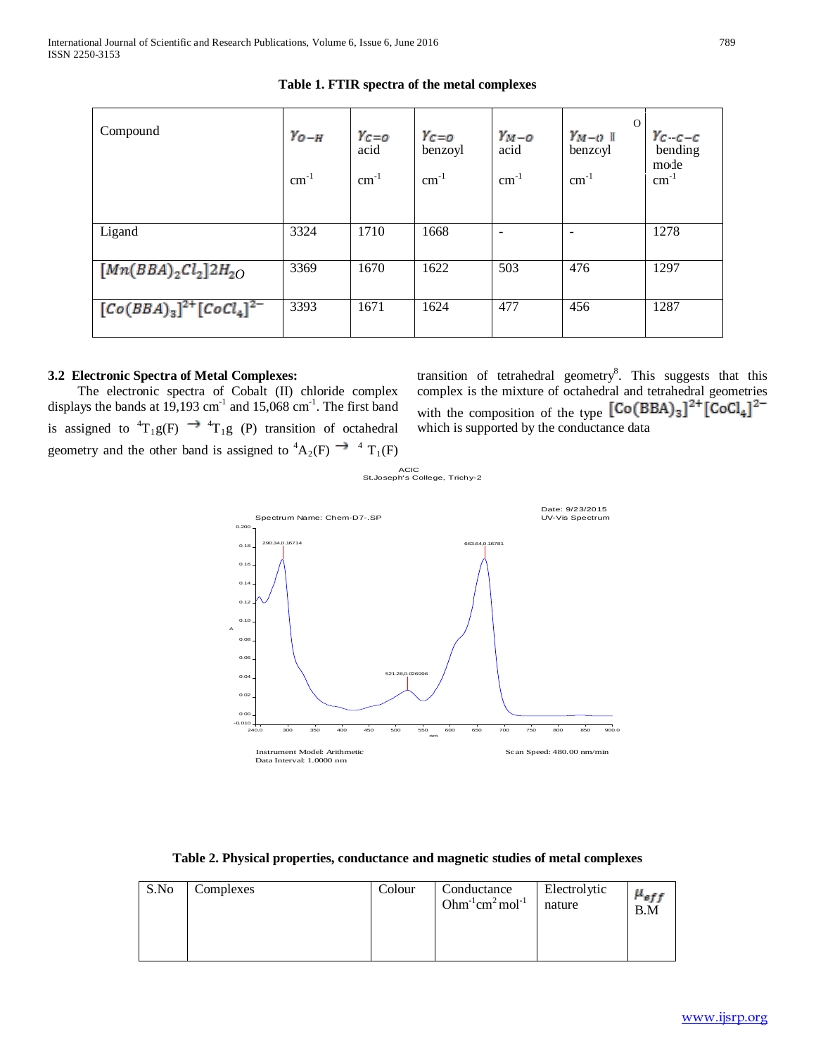**Table 1. FTIR spectra of the metal complexes**

| Compound | $\gamma_{O-H}$ cm$^{-1}$ | $\gamma_{C=O}$ acid cm$^{-1}$ | $\gamma_{C=O}$ benzoyl cm$^{-1}$ | $\gamma_{M-O}$ acid cm$^{-1}$ | $\gamma_{M-O}$ benzoyl cm$^{-1}$ | $\gamma_{C-C-C}$ bending mode cm$^{-1}$ |
|---|---|---|---|---|---|---|
| Ligand | 3324 | 1710 | 1668 | - | - | 1278 |
| $[Mn(BBA)_2Cl_2]2H_2O$ | 3369 | 1670 | 1622 | 503 | 476 | 1297 |
| $[Co(BBA)_3]^{2+}[CoCl_4]^{2-}$ | 3393 | 1671 | 1624 | 477 | 456 | 1287 |

### 3.2 Electronic Spectra of Metal Complexes:

The electronic spectra of Cobalt (II) chloride complex displays the bands at 19,193 cm$^{-1}$ and 15,068 cm$^{-1}$. The first band is assigned to $^4T_1g(F) \rightarrow {}^4T_1g$ (P) transition of octahedral geometry and the other band is assigned to $^4A_2(F) \rightarrow {}^4T_1(F)$ transition of tetrahedral geometry[8]. This suggests that this complex is the mixture of octahedral and tetrahedral geometries with the composition of the type $[Co(BBA)_3]^{2+}[CoCl_4]^{2-}$ which is supported by the conductance data

ACIC
St.Joseph's College, Trichy-2

Spectrum Name: Chem-D7-.SP

Date: 9/23/2015
UV-Vis Spectrum

Peaks: 290.34, 0.16714; 521.28, 0.026996; 663.64, 0.16781

Instrument Model: Arithmetic
Data Interval: 1.0000 nm

Scan Speed: 480.00 nm/min

**Table 2. Physical properties, conductance and magnetic studies of metal complexes**

| S.No | Complexes | Colour | Conductance Ohm$^{-1}$cm$^2$ mol$^{-1}$ | Electrolytic nature | $\mu_{eff}$ B.M |
|---|---|---|---|---|---|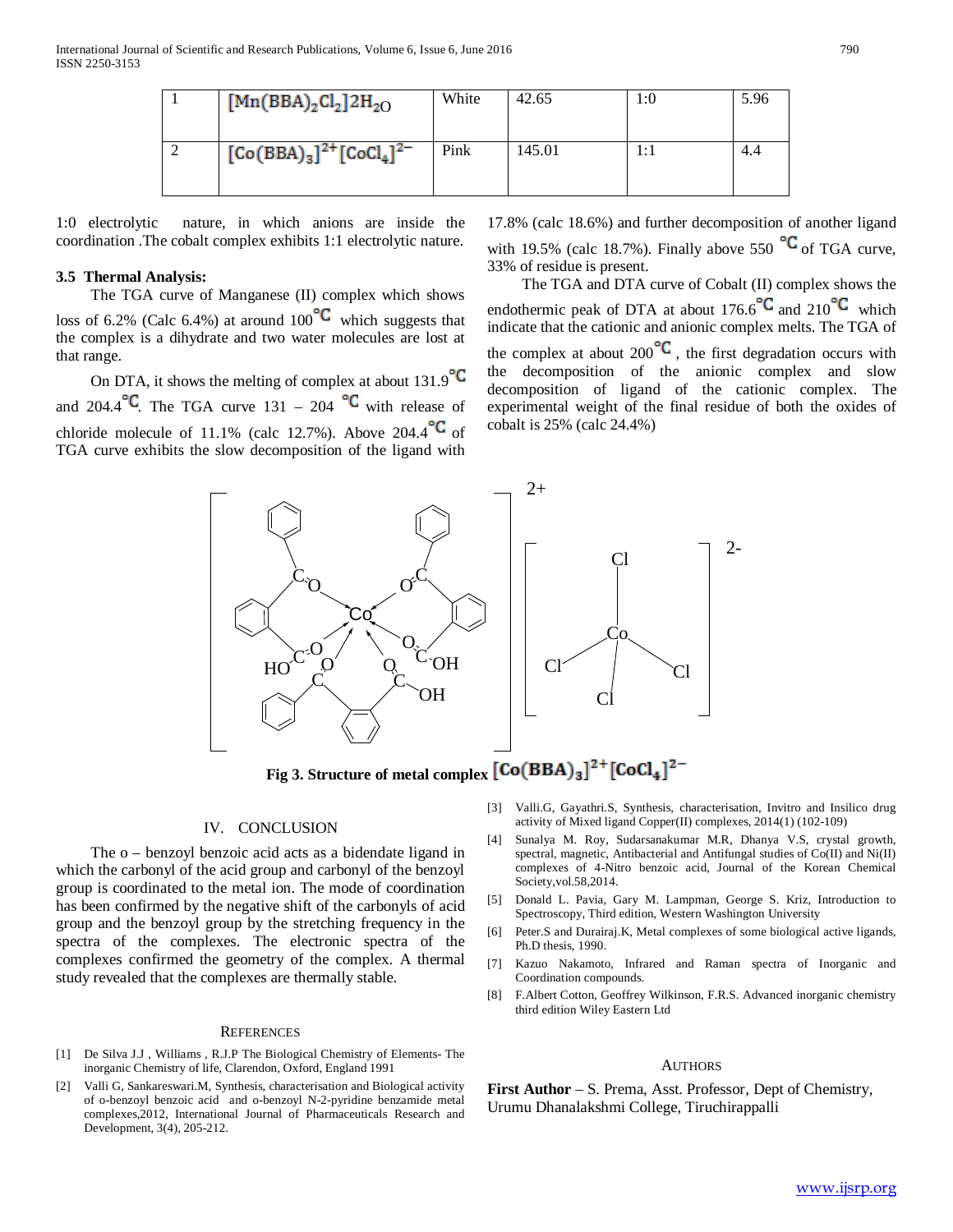| 1 | $[Mn(BBA)_2Cl_2]2H_2O$ | White | 42.65 | 1:0 | 5.96 |
|---|---|---|---|---|---|
| 2 | $[Co(BBA)_3]^{2+}[CoCl_4]^{2-}$ | Pink | 145.01 | 1:1 | 4.4 |

1:0 electrolytic nature, in which anions are inside the coordination .The cobalt complex exhibits 1:1 electrolytic nature.

### 3.5 Thermal Analysis:

The TGA curve of Manganese (II) complex which shows loss of 6.2% (Calc 6.4%) at around 100 ℃ which suggests that the complex is a dihydrate and two water molecules are lost at that range.

On DTA, it shows the melting of complex at about 131.9 ℃ and 204.4 ℃. The TGA curve 131 – 204 ℃ with release of chloride molecule of 11.1% (calc 12.7%). Above 204.4 ℃ of TGA curve exhibits the slow decomposition of the ligand with 17.8% (calc 18.6%) and further decomposition of another ligand with 19.5% (calc 18.7%). Finally above 550 ℃ of TGA curve, 33% of residue is present.

The TGA and DTA curve of Cobalt (II) complex shows the endothermic peak of DTA at about 176.6 ℃ and 210 ℃ which indicate that the cationic and anionic complex melts. The TGA of the complex at about 200 ℃ , the first degradation occurs with the decomposition of the anionic complex and slow decomposition of ligand of the cationic complex. The experimental weight of the final residue of both the oxides of cobalt is 25% (calc 24.4%)

**Fig 3. Structure of metal complex $[Co(BBA)_3]^{2+}[CoCl_4]^{2-}$**

## IV. CONCLUSION

The o – benzoyl benzoic acid acts as a bidendate ligand in which the carbonyl of the acid group and carbonyl of the benzoyl group is coordinated to the metal ion. The mode of coordination has been confirmed by the negative shift of the carbonyls of acid group and the benzoyl group by the stretching frequency in the spectra of the complexes. The electronic spectra of the complexes confirmed the geometry of the complex. A thermal study revealed that the complexes are thermally stable.

## REFERENCES

[1] De Silva J.J , Williams , R.J.P The Biological Chemistry of Elements- The inorganic Chemistry of life, Clarendon, Oxford, England 1991

[2] Valli G, Sankareswari.M, Synthesis, characterisation and Biological activity of o-benzoyl benzoic acid and o-benzoyl N-2-pyridine benzamide metal complexes,2012, International Journal of Pharmaceuticals Research and Development, 3(4), 205-212.

[3] Valli.G, Gayathri.S, Synthesis, characterisation, Invitro and Insilico drug activity of Mixed ligand Copper(II) complexes, 2014(1) (102-109)

[4] Sunalya M. Roy, Sudarsanakumar M.R, Dhanya V.S, crystal growth, spectral, magnetic, Antibacterial and Antifungal studies of Co(II) and Ni(II) complexes of 4-Nitro benzoic acid, Journal of the Korean Chemical Society,vol.58,2014.

[5] Donald L. Pavia, Gary M. Lampman, George S. Kriz, Introduction to Spectroscopy, Third edition, Western Washington University

[6] Peter.S and Durairaj.K, Metal complexes of some biological active ligands, Ph.D thesis, 1990.

[7] Kazuo Nakamoto, Infrared and Raman spectra of Inorganic and Coordination compounds.

[8] F.Albert Cotton, Geoffrey Wilkinson, F.R.S. Advanced inorganic chemistry third edition Wiley Eastern Ltd

## AUTHORS

**First Author** – S. Prema, Asst. Professor, Dept of Chemistry, Urumu Dhanalakshmi College, Tiruchirappalli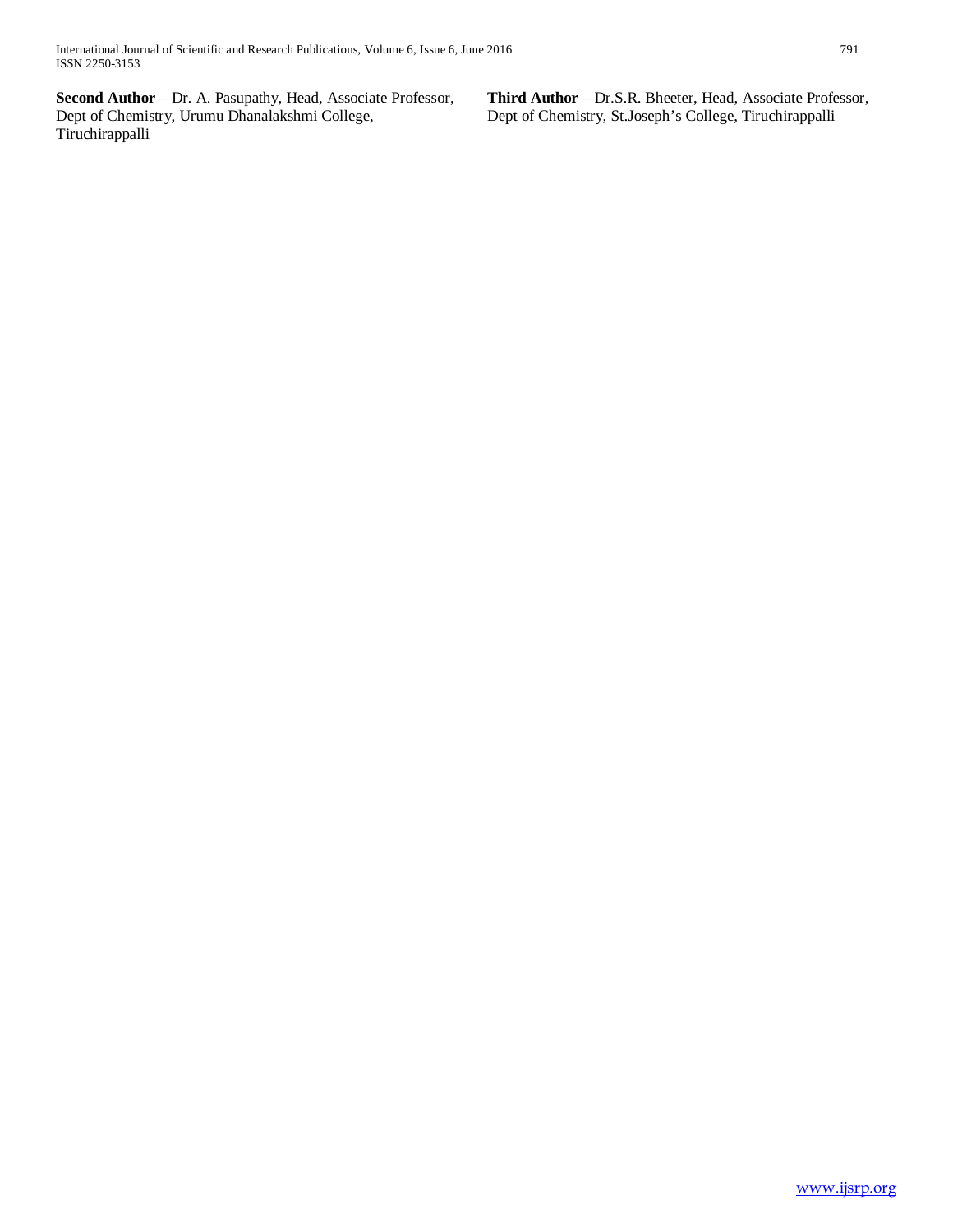**Second Author** – Dr. A. Pasupathy, Head, Associate Professor, Dept of Chemistry, Urumu Dhanalakshmi College, Tiruchirappalli

**Third Author** – Dr.S.R. Bheeter, Head, Associate Professor, Dept of Chemistry, St.Joseph's College, Tiruchirappalli